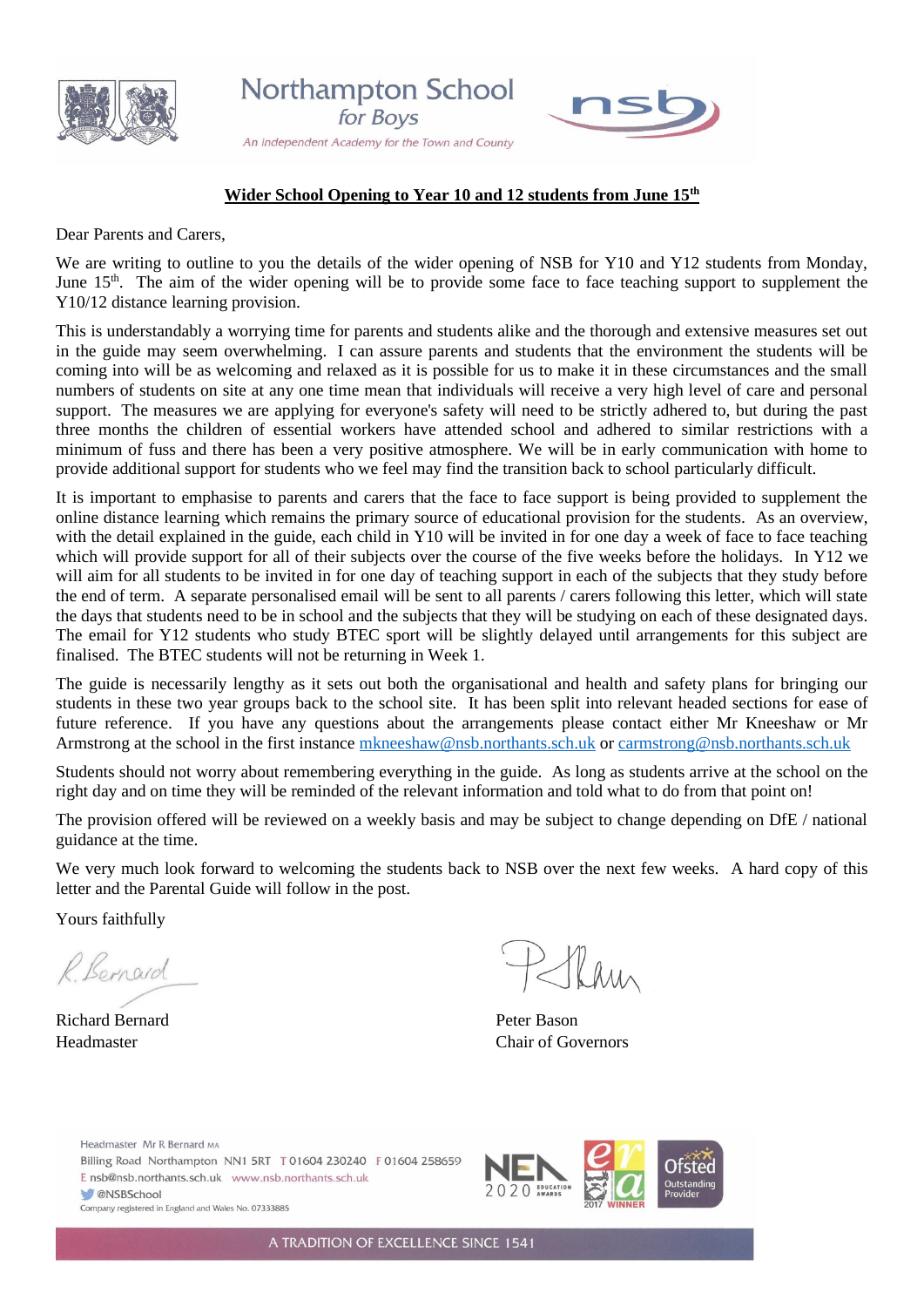Northampton School for Boys

*An independent Academy for the Town and County*

## Wider School Opening to Year 10 and 12 students from June 15th

Dear Parents and Carers,

We are writing to outline to you the details of the wider opening of NSB for Y10 and Y12 students from Monday, June 15th. The aim of the wider opening will be to provide some face to face teaching support to supplement the Y10/12 distance learning provision.

This is understandably a worrying time for parents and students alike and the thorough and extensive measures set out in the guide may seem overwhelming. I can assure parents and students that the environment the students will be coming into will be as welcoming and relaxed as it is possible for us to make it in these circumstances and the small numbers of students on site at any one time mean that individuals will receive a very high level of care and personal support. The measures we are applying for everyone's safety will need to be strictly adhered to, but during the past three months the children of essential workers have attended school and adhered to similar restrictions with a minimum of fuss and there has been a very positive atmosphere. We will be in early communication with home to provide additional support for students who we feel may find the transition back to school particularly difficult.

It is important to emphasise to parents and carers that the face to face support is being provided to supplement the online distance learning which remains the primary source of educational provision for the students. As an overview, with the detail explained in the guide, each child in Y10 will be invited in for one day a week of face to face teaching which will provide support for all of their subjects over the course of the five weeks before the holidays. In Y12 we will aim for all students to be invited in for one day of teaching support in each of the subjects that they study before the end of term. A separate personalised email will be sent to all parents / carers following this letter, which will state the days that students need to be in school and the subjects that they will be studying on each of these designated days. The email for Y12 students who study BTEC sport will be slightly delayed until arrangements for this subject are finalised. The BTEC students will not be returning in Week 1.

The guide is necessarily lengthy as it sets out both the organisational and health and safety plans for bringing our students in these two year groups back to the school site. It has been split into relevant headed sections for ease of future reference. If you have any questions about the arrangements please contact either Mr Kneeshaw or Mr Armstrong at the school in the first instance mkneeshaw@nsb.northants.sch.uk or carmstrong@nsb.northants.sch.uk

Students should not worry about remembering everything in the guide. As long as students arrive at the school on the right day and on time they will be reminded of the relevant information and told what to do from that point on!

The provision offered will be reviewed on a weekly basis and may be subject to change depending on DfE / national guidance at the time.

We very much look forward to welcoming the students back to NSB over the next few weeks. A hard copy of this letter and the Parental Guide will follow in the post.

Yours faithfully

Richard Bernard
Headmaster

Peter Bason
Chair of Governors

Headmaster Mr R Bernard MA
Billing Road Northampton NN1 5RT T 01604 230240 F 01604 258659
E nsb@nsb.northants.sch.uk www.nsb.northants.sch.uk
@NSBSchool
Company registered in England and Wales No. 07333885

A TRADITION OF EXCELLENCE SINCE 1541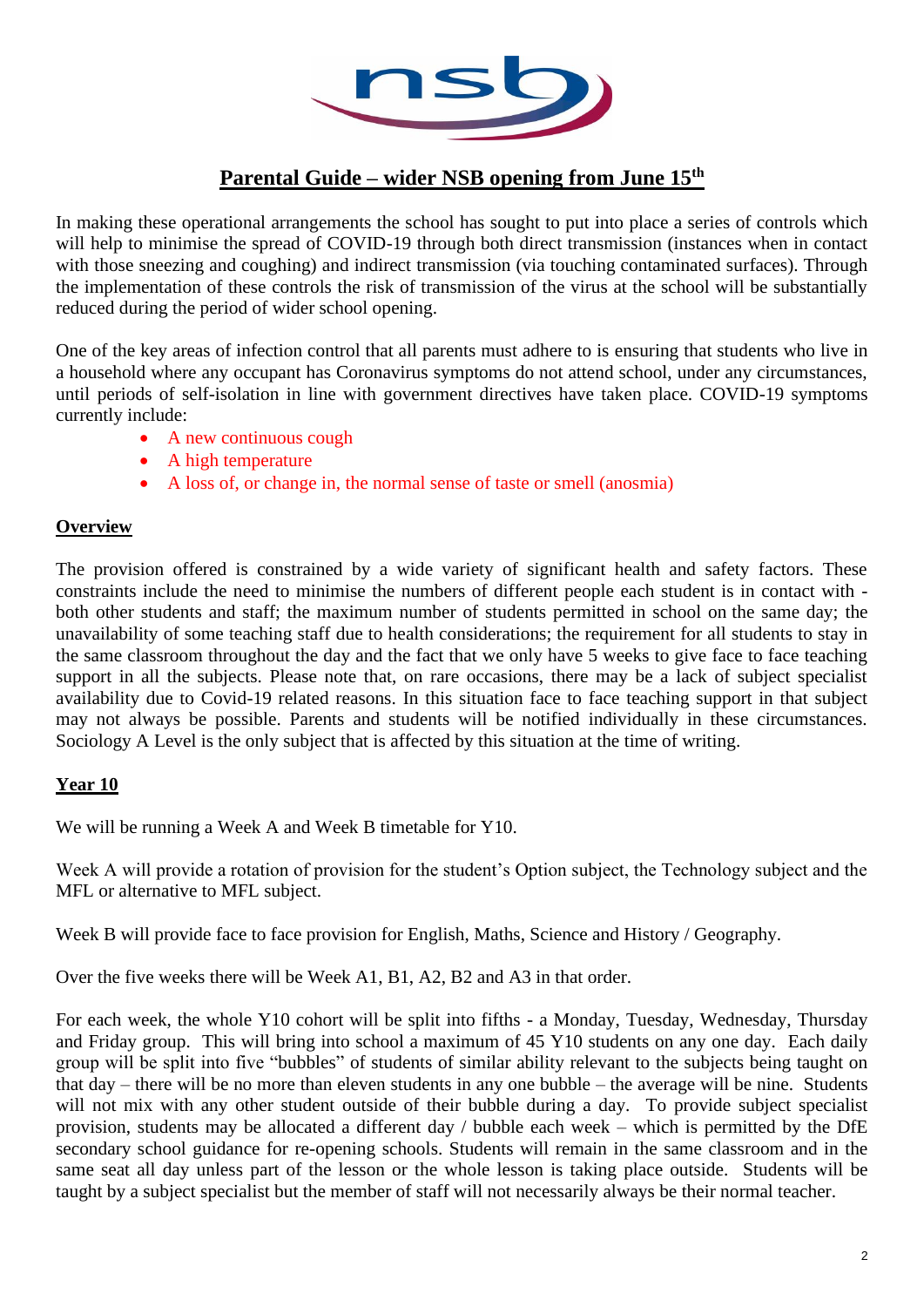**Parental Guide – wider NSB opening from June 15th**

In making these operational arrangements the school has sought to put into place a series of controls which will help to minimise the spread of COVID-19 through both direct transmission (instances when in contact with those sneezing and coughing) and indirect transmission (via touching contaminated surfaces). Through the implementation of these controls the risk of transmission of the virus at the school will be substantially reduced during the period of wider school opening.

One of the key areas of infection control that all parents must adhere to is ensuring that students who live in a household where any occupant has Coronavirus symptoms do not attend school, under any circumstances, until periods of self-isolation in line with government directives have taken place. COVID-19 symptoms currently include:

- A new continuous cough
- A high temperature
- A loss of, or change in, the normal sense of taste or smell (anosmia)

## Overview

The provision offered is constrained by a wide variety of significant health and safety factors. These constraints include the need to minimise the numbers of different people each student is in contact with - both other students and staff; the maximum number of students permitted in school on the same day; the unavailability of some teaching staff due to health considerations; the requirement for all students to stay in the same classroom throughout the day and the fact that we only have 5 weeks to give face to face teaching support in all the subjects. Please note that, on rare occasions, there may be a lack of subject specialist availability due to Covid-19 related reasons. In this situation face to face teaching support in that subject may not always be possible. Parents and students will be notified individually in these circumstances. Sociology A Level is the only subject that is affected by this situation at the time of writing.

## Year 10

We will be running a Week A and Week B timetable for Y10.

Week A will provide a rotation of provision for the student's Option subject, the Technology subject and the MFL or alternative to MFL subject.

Week B will provide face to face provision for English, Maths, Science and History / Geography.

Over the five weeks there will be Week A1, B1, A2, B2 and A3 in that order.

For each week, the whole Y10 cohort will be split into fifths - a Monday, Tuesday, Wednesday, Thursday and Friday group. This will bring into school a maximum of 45 Y10 students on any one day. Each daily group will be split into five "bubbles" of students of similar ability relevant to the subjects being taught on that day – there will be no more than eleven students in any one bubble – the average will be nine. Students will not mix with any other student outside of their bubble during a day. To provide subject specialist provision, students may be allocated a different day / bubble each week – which is permitted by the DfE secondary school guidance for re-opening schools. Students will remain in the same classroom and in the same seat all day unless part of the lesson or the whole lesson is taking place outside. Students will be taught by a subject specialist but the member of staff will not necessarily always be their normal teacher.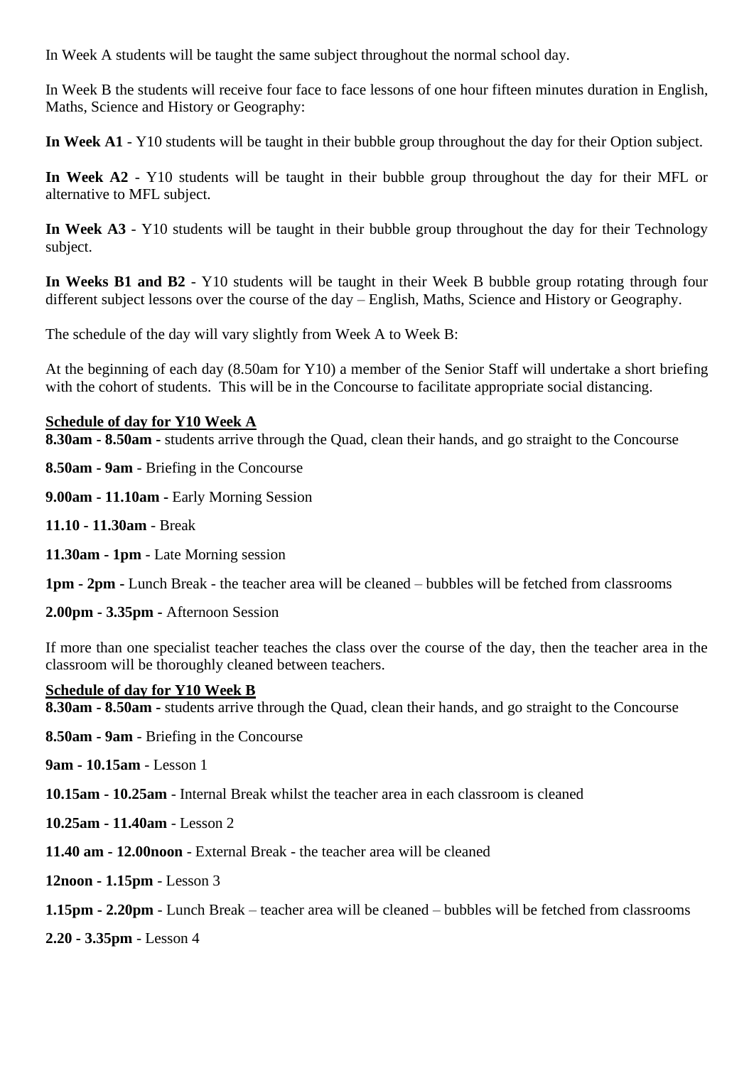In Week A students will be taught the same subject throughout the normal school day.

In Week B the students will receive four face to face lessons of one hour fifteen minutes duration in English, Maths, Science and History or Geography:

**In Week A1** - Y10 students will be taught in their bubble group throughout the day for their Option subject.

**In Week A2** - Y10 students will be taught in their bubble group throughout the day for their MFL or alternative to MFL subject.

**In Week A3** - Y10 students will be taught in their bubble group throughout the day for their Technology subject.

**In Weeks B1 and B2** - Y10 students will be taught in their Week B bubble group rotating through four different subject lessons over the course of the day – English, Maths, Science and History or Geography.

The schedule of the day will vary slightly from Week A to Week B:

At the beginning of each day (8.50am for Y10) a member of the Senior Staff will undertake a short briefing with the cohort of students. This will be in the Concourse to facilitate appropriate social distancing.

**Schedule of day for Y10 Week A**

**8.30am - 8.50am -** students arrive through the Quad, clean their hands, and go straight to the Concourse

**8.50am - 9am** - Briefing in the Concourse

**9.00am - 11.10am -** Early Morning Session

**11.10 - 11.30am** - Break

**11.30am - 1pm** - Late Morning session

**1pm - 2pm -** Lunch Break - the teacher area will be cleaned – bubbles will be fetched from classrooms

**2.00pm - 3.35pm -** Afternoon Session

If more than one specialist teacher teaches the class over the course of the day, then the teacher area in the classroom will be thoroughly cleaned between teachers.

**Schedule of day for Y10 Week B**

**8.30am - 8.50am -** students arrive through the Quad, clean their hands, and go straight to the Concourse

**8.50am - 9am** - Briefing in the Concourse

**9am - 10.15am** - Lesson 1

**10.15am - 10.25am** - Internal Break whilst the teacher area in each classroom is cleaned

**10.25am - 11.40am** - Lesson 2

**11.40 am - 12.00noon** - External Break - the teacher area will be cleaned

**12noon - 1.15pm** - Lesson 3

**1.15pm - 2.20pm** - Lunch Break – teacher area will be cleaned – bubbles will be fetched from classrooms

**2.20 - 3.35pm** - Lesson 4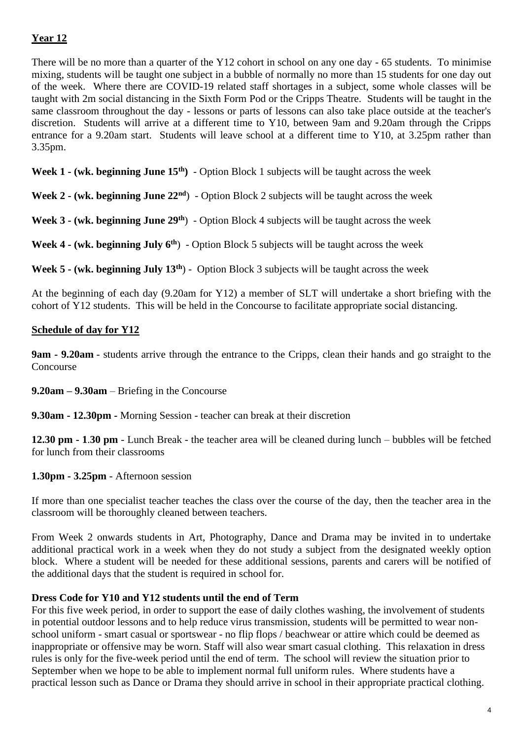## Year 12

There will be no more than a quarter of the Y12 cohort in school on any one day - 65 students. To minimise mixing, students will be taught one subject in a bubble of normally no more than 15 students for one day out of the week. Where there are COVID-19 related staff shortages in a subject, some whole classes will be taught with 2m social distancing in the Sixth Form Pod or the Cripps Theatre. Students will be taught in the same classroom throughout the day - lessons or parts of lessons can also take place outside at the teacher's discretion. Students will arrive at a different time to Y10, between 9am and 9.20am through the Cripps entrance for a 9.20am start. Students will leave school at a different time to Y10, at 3.25pm rather than 3.35pm.

**Week 1 - (wk. beginning June 15th)** - Option Block 1 subjects will be taught across the week

**Week 2 - (wk. beginning June 22nd**) - Option Block 2 subjects will be taught across the week

**Week 3 - (wk. beginning June 29th**) - Option Block 4 subjects will be taught across the week

**Week 4 - (wk. beginning July 6th**) - Option Block 5 subjects will be taught across the week

**Week 5 - (wk. beginning July 13th**) - Option Block 3 subjects will be taught across the week

At the beginning of each day (9.20am for Y12) a member of SLT will undertake a short briefing with the cohort of Y12 students. This will be held in the Concourse to facilitate appropriate social distancing.

## Schedule of day for Y12

**9am - 9.20am** - students arrive through the entrance to the Cripps, clean their hands and go straight to the Concourse

**9.20am – 9.30am** – Briefing in the Concourse

**9.30am - 12.30pm** - Morning Session - teacher can break at their discretion

**12.30 pm - 1.30 pm** - Lunch Break - the teacher area will be cleaned during lunch – bubbles will be fetched for lunch from their classrooms

**1.30pm - 3.25pm** - Afternoon session

If more than one specialist teacher teaches the class over the course of the day, then the teacher area in the classroom will be thoroughly cleaned between teachers.

From Week 2 onwards students in Art, Photography, Dance and Drama may be invited in to undertake additional practical work in a week when they do not study a subject from the designated weekly option block. Where a student will be needed for these additional sessions, parents and carers will be notified of the additional days that the student is required in school for.

### Dress Code for Y10 and Y12 students until the end of Term

For this five week period, in order to support the ease of daily clothes washing, the involvement of students in potential outdoor lessons and to help reduce virus transmission, students will be permitted to wear non-school uniform - smart casual or sportswear - no flip flops / beachwear or attire which could be deemed as inappropriate or offensive may be worn. Staff will also wear smart casual clothing. This relaxation in dress rules is only for the five-week period until the end of term. The school will review the situation prior to September when we hope to be able to implement normal full uniform rules. Where students have a practical lesson such as Dance or Drama they should arrive in school in their appropriate practical clothing.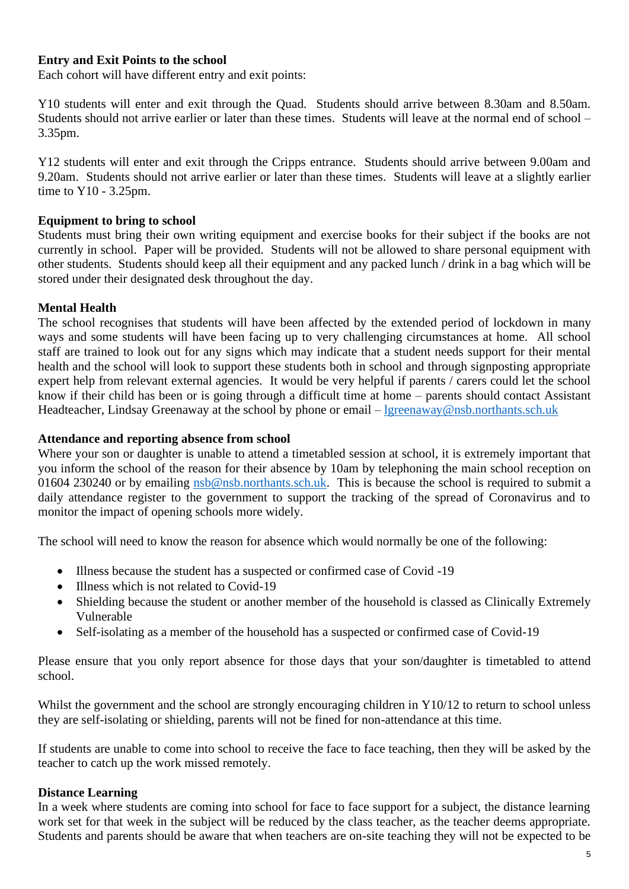**Entry and Exit Points to the school**
Each cohort will have different entry and exit points:

Y10 students will enter and exit through the Quad. Students should arrive between 8.30am and 8.50am. Students should not arrive earlier or later than these times. Students will leave at the normal end of school – 3.35pm.

Y12 students will enter and exit through the Cripps entrance. Students should arrive between 9.00am and 9.20am. Students should not arrive earlier or later than these times. Students will leave at a slightly earlier time to Y10 - 3.25pm.

**Equipment to bring to school**
Students must bring their own writing equipment and exercise books for their subject if the books are not currently in school. Paper will be provided. Students will not be allowed to share personal equipment with other students. Students should keep all their equipment and any packed lunch / drink in a bag which will be stored under their designated desk throughout the day.

**Mental Health**
The school recognises that students will have been affected by the extended period of lockdown in many ways and some students will have been facing up to very challenging circumstances at home. All school staff are trained to look out for any signs which may indicate that a student needs support for their mental health and the school will look to support these students both in school and through signposting appropriate expert help from relevant external agencies. It would be very helpful if parents / carers could let the school know if their child has been or is going through a difficult time at home – parents should contact Assistant Headteacher, Lindsay Greenaway at the school by phone or email – lgreenaway@nsb.northants.sch.uk

**Attendance and reporting absence from school**
Where your son or daughter is unable to attend a timetabled session at school, it is extremely important that you inform the school of the reason for their absence by 10am by telephoning the main school reception on 01604 230240 or by emailing nsb@nsb.northants.sch.uk. This is because the school is required to submit a daily attendance register to the government to support the tracking of the spread of Coronavirus and to monitor the impact of opening schools more widely.

The school will need to know the reason for absence which would normally be one of the following:

- Illness because the student has a suspected or confirmed case of Covid -19
- Illness which is not related to Covid-19
- Shielding because the student or another member of the household is classed as Clinically Extremely Vulnerable
- Self-isolating as a member of the household has a suspected or confirmed case of Covid-19

Please ensure that you only report absence for those days that your son/daughter is timetabled to attend school.

Whilst the government and the school are strongly encouraging children in Y10/12 to return to school unless they are self-isolating or shielding, parents will not be fined for non-attendance at this time.

If students are unable to come into school to receive the face to face teaching, then they will be asked by the teacher to catch up the work missed remotely.

**Distance Learning**
In a week where students are coming into school for face to face support for a subject, the distance learning work set for that week in the subject will be reduced by the class teacher, as the teacher deems appropriate. Students and parents should be aware that when teachers are on-site teaching they will not be expected to be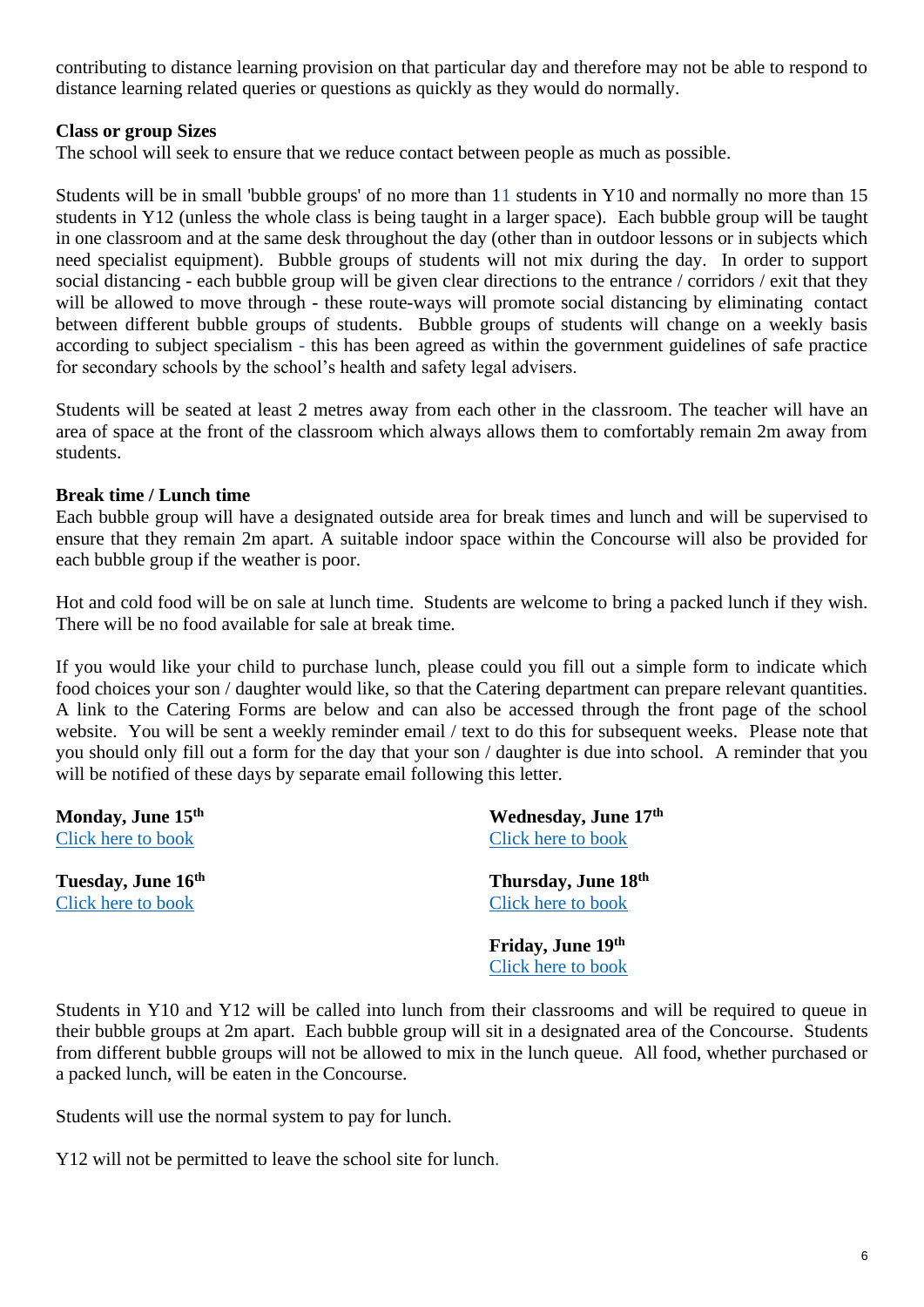contributing to distance learning provision on that particular day and therefore may not be able to respond to distance learning related queries or questions as quickly as they would do normally.

**Class or group Sizes**

The school will seek to ensure that we reduce contact between people as much as possible.

Students will be in small 'bubble groups' of no more than 11 students in Y10 and normally no more than 15 students in Y12 (unless the whole class is being taught in a larger space). Each bubble group will be taught in one classroom and at the same desk throughout the day (other than in outdoor lessons or in subjects which need specialist equipment). Bubble groups of students will not mix during the day. In order to support social distancing - each bubble group will be given clear directions to the entrance / corridors / exit that they will be allowed to move through - these route-ways will promote social distancing by eliminating contact between different bubble groups of students. Bubble groups of students will change on a weekly basis according to subject specialism - this has been agreed as within the government guidelines of safe practice for secondary schools by the school's health and safety legal advisers.

Students will be seated at least 2 metres away from each other in the classroom. The teacher will have an area of space at the front of the classroom which always allows them to comfortably remain 2m away from students.

**Break time / Lunch time**

Each bubble group will have a designated outside area for break times and lunch and will be supervised to ensure that they remain 2m apart. A suitable indoor space within the Concourse will also be provided for each bubble group if the weather is poor.

Hot and cold food will be on sale at lunch time. Students are welcome to bring a packed lunch if they wish. There will be no food available for sale at break time.

If you would like your child to purchase lunch, please could you fill out a simple form to indicate which food choices your son / daughter would like, so that the Catering department can prepare relevant quantities. A link to the Catering Forms are below and can also be accessed through the front page of the school website. You will be sent a weekly reminder email / text to do this for subsequent weeks. Please note that you should only fill out a form for the day that your son / daughter is due into school. A reminder that you will be notified of these days by separate email following this letter.

**Monday, June 15th**
Click here to book

**Tuesday, June 16th**
Click here to book

**Wednesday, June 17th**
Click here to book

**Thursday, June 18th**
Click here to book

**Friday, June 19th**
Click here to book

Students in Y10 and Y12 will be called into lunch from their classrooms and will be required to queue in their bubble groups at 2m apart. Each bubble group will sit in a designated area of the Concourse. Students from different bubble groups will not be allowed to mix in the lunch queue. All food, whether purchased or a packed lunch, will be eaten in the Concourse.

Students will use the normal system to pay for lunch.

Y12 will not be permitted to leave the school site for lunch.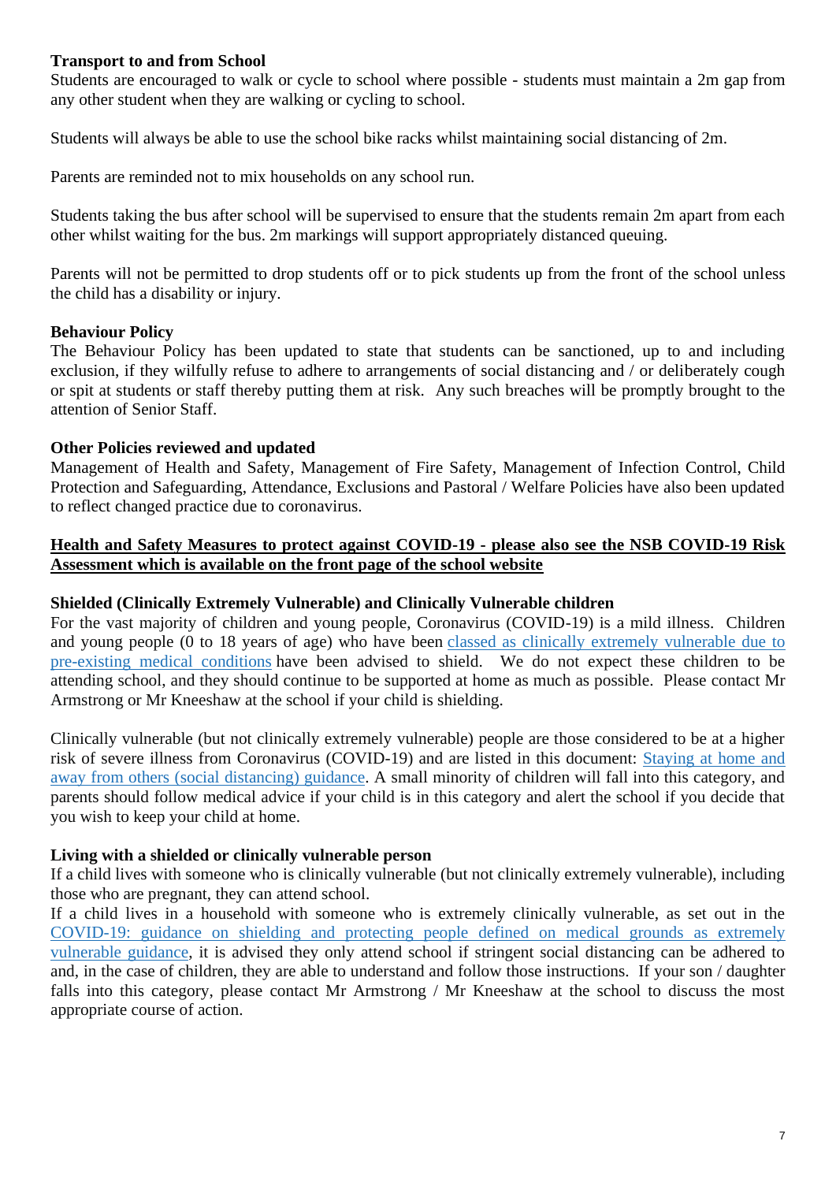**Transport to and from School**

Students are encouraged to walk or cycle to school where possible - students must maintain a 2m gap from any other student when they are walking or cycling to school.

Students will always be able to use the school bike racks whilst maintaining social distancing of 2m.

Parents are reminded not to mix households on any school run.

Students taking the bus after school will be supervised to ensure that the students remain 2m apart from each other whilst waiting for the bus. 2m markings will support appropriately distanced queuing.

Parents will not be permitted to drop students off or to pick students up from the front of the school unless the child has a disability or injury.

**Behaviour Policy**

The Behaviour Policy has been updated to state that students can be sanctioned, up to and including exclusion, if they wilfully refuse to adhere to arrangements of social distancing and / or deliberately cough or spit at students or staff thereby putting them at risk. Any such breaches will be promptly brought to the attention of Senior Staff.

**Other Policies reviewed and updated**

Management of Health and Safety, Management of Fire Safety, Management of Infection Control, Child Protection and Safeguarding, Attendance, Exclusions and Pastoral / Welfare Policies have also been updated to reflect changed practice due to coronavirus.

**Health and Safety Measures to protect against COVID-19 - please also see the NSB COVID-19 Risk Assessment which is available on the front page of the school website**

**Shielded (Clinically Extremely Vulnerable) and Clinically Vulnerable children**

For the vast majority of children and young people, Coronavirus (COVID-19) is a mild illness. Children and young people (0 to 18 years of age) who have been classed as clinically extremely vulnerable due to pre-existing medical conditions have been advised to shield. We do not expect these children to be attending school, and they should continue to be supported at home as much as possible. Please contact Mr Armstrong or Mr Kneeshaw at the school if your child is shielding.

Clinically vulnerable (but not clinically extremely vulnerable) people are those considered to be at a higher risk of severe illness from Coronavirus (COVID-19) and are listed in this document: Staying at home and away from others (social distancing) guidance. A small minority of children will fall into this category, and parents should follow medical advice if your child is in this category and alert the school if you decide that you wish to keep your child at home.

**Living with a shielded or clinically vulnerable person**

If a child lives with someone who is clinically vulnerable (but not clinically extremely vulnerable), including those who are pregnant, they can attend school.

If a child lives in a household with someone who is extremely clinically vulnerable, as set out in the COVID-19: guidance on shielding and protecting people defined on medical grounds as extremely vulnerable guidance, it is advised they only attend school if stringent social distancing can be adhered to and, in the case of children, they are able to understand and follow those instructions. If your son / daughter falls into this category, please contact Mr Armstrong / Mr Kneeshaw at the school to discuss the most appropriate course of action.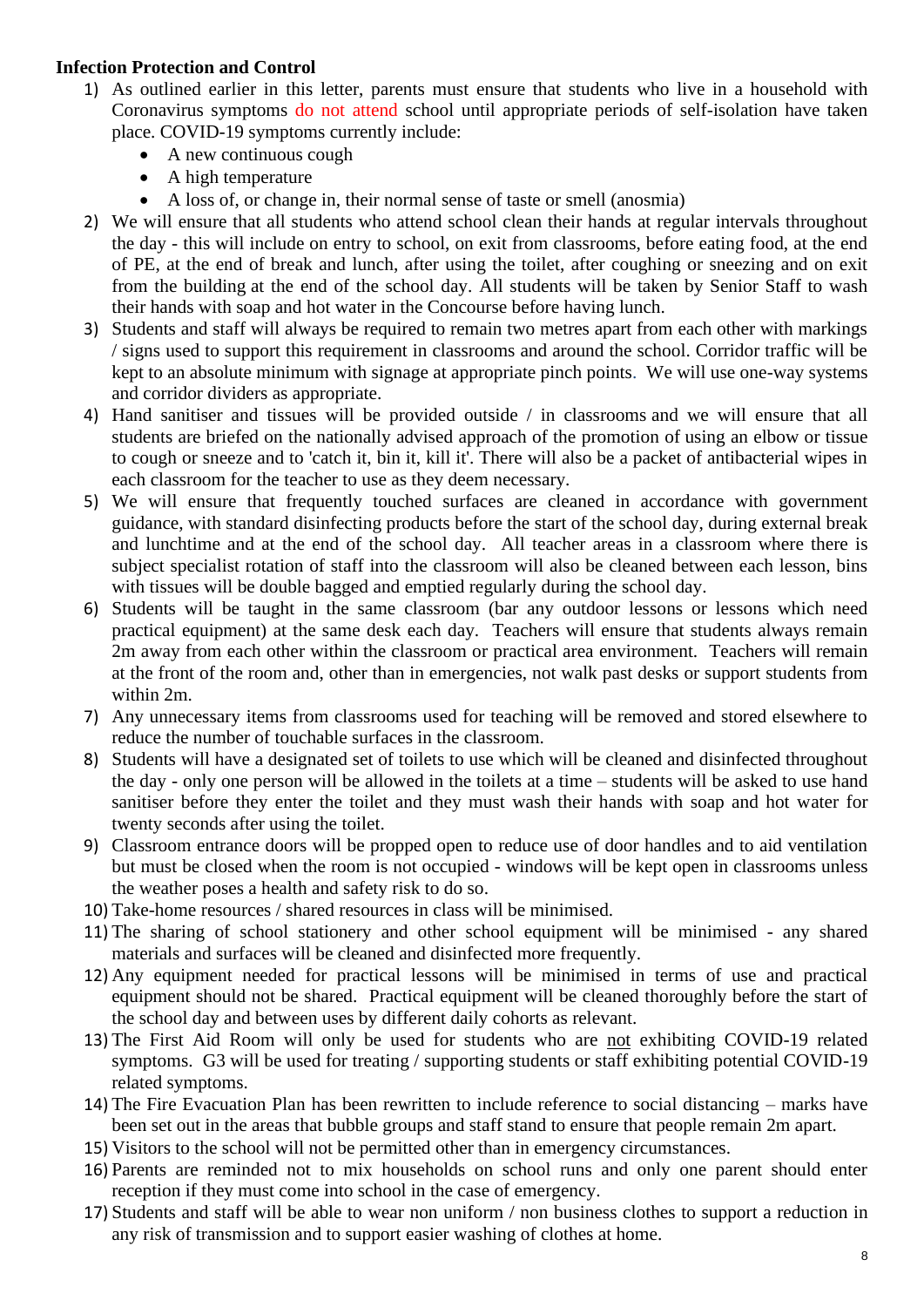**Infection Protection and Control**

1) As outlined earlier in this letter, parents must ensure that students who live in a household with Coronavirus symptoms do not attend school until appropriate periods of self-isolation have taken place. COVID-19 symptoms currently include:
   - A new continuous cough
   - A high temperature
   - A loss of, or change in, their normal sense of taste or smell (anosmia)
2) We will ensure that all students who attend school clean their hands at regular intervals throughout the day - this will include on entry to school, on exit from classrooms, before eating food, at the end of PE, at the end of break and lunch, after using the toilet, after coughing or sneezing and on exit from the building at the end of the school day. All students will be taken by Senior Staff to wash their hands with soap and hot water in the Concourse before having lunch.
3) Students and staff will always be required to remain two metres apart from each other with markings / signs used to support this requirement in classrooms and around the school. Corridor traffic will be kept to an absolute minimum with signage at appropriate pinch points. We will use one-way systems and corridor dividers as appropriate.
4) Hand sanitiser and tissues will be provided outside / in classrooms and we will ensure that all students are briefed on the nationally advised approach of the promotion of using an elbow or tissue to cough or sneeze and to 'catch it, bin it, kill it'. There will also be a packet of antibacterial wipes in each classroom for the teacher to use as they deem necessary.
5) We will ensure that frequently touched surfaces are cleaned in accordance with government guidance, with standard disinfecting products before the start of the school day, during external break and lunchtime and at the end of the school day. All teacher areas in a classroom where there is subject specialist rotation of staff into the classroom will also be cleaned between each lesson, bins with tissues will be double bagged and emptied regularly during the school day.
6) Students will be taught in the same classroom (bar any outdoor lessons or lessons which need practical equipment) at the same desk each day. Teachers will ensure that students always remain 2m away from each other within the classroom or practical area environment. Teachers will remain at the front of the room and, other than in emergencies, not walk past desks or support students from within 2m.
7) Any unnecessary items from classrooms used for teaching will be removed and stored elsewhere to reduce the number of touchable surfaces in the classroom.
8) Students will have a designated set of toilets to use which will be cleaned and disinfected throughout the day - only one person will be allowed in the toilets at a time – students will be asked to use hand sanitiser before they enter the toilet and they must wash their hands with soap and hot water for twenty seconds after using the toilet.
9) Classroom entrance doors will be propped open to reduce use of door handles and to aid ventilation but must be closed when the room is not occupied - windows will be kept open in classrooms unless the weather poses a health and safety risk to do so.
10) Take-home resources / shared resources in class will be minimised.
11) The sharing of school stationery and other school equipment will be minimised - any shared materials and surfaces will be cleaned and disinfected more frequently.
12) Any equipment needed for practical lessons will be minimised in terms of use and practical equipment should not be shared. Practical equipment will be cleaned thoroughly before the start of the school day and between uses by different daily cohorts as relevant.
13) The First Aid Room will only be used for students who are not exhibiting COVID-19 related symptoms. G3 will be used for treating / supporting students or staff exhibiting potential COVID-19 related symptoms.
14) The Fire Evacuation Plan has been rewritten to include reference to social distancing – marks have been set out in the areas that bubble groups and staff stand to ensure that people remain 2m apart.
15) Visitors to the school will not be permitted other than in emergency circumstances.
16) Parents are reminded not to mix households on school runs and only one parent should enter reception if they must come into school in the case of emergency.
17) Students and staff will be able to wear non uniform / non business clothes to support a reduction in any risk of transmission and to support easier washing of clothes at home.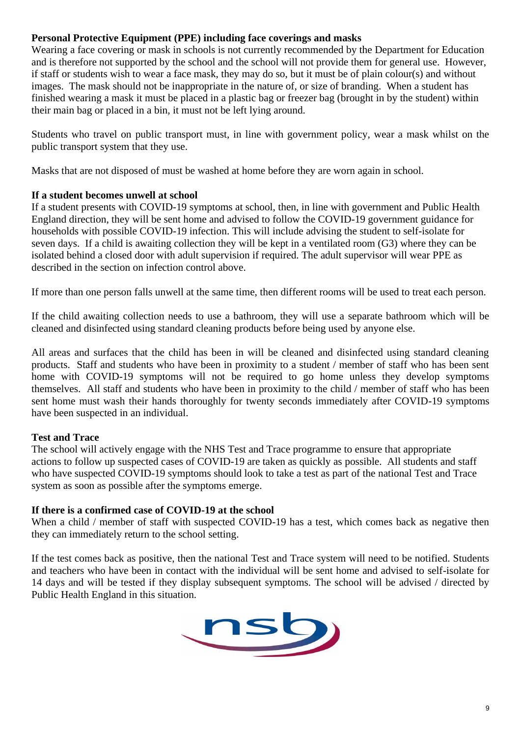**Personal Protective Equipment (PPE) including face coverings and masks**

Wearing a face covering or mask in schools is not currently recommended by the Department for Education and is therefore not supported by the school and the school will not provide them for general use. However, if staff or students wish to wear a face mask, they may do so, but it must be of plain colour(s) and without images. The mask should not be inappropriate in the nature of, or size of branding. When a student has finished wearing a mask it must be placed in a plastic bag or freezer bag (brought in by the student) within their main bag or placed in a bin, it must not be left lying around.

Students who travel on public transport must, in line with government policy, wear a mask whilst on the public transport system that they use.

Masks that are not disposed of must be washed at home before they are worn again in school.

**If a student becomes unwell at school**

If a student presents with COVID-19 symptoms at school, then, in line with government and Public Health England direction, they will be sent home and advised to follow the COVID-19 government guidance for households with possible COVID-19 infection. This will include advising the student to self-isolate for seven days. If a child is awaiting collection they will be kept in a ventilated room (G3) where they can be isolated behind a closed door with adult supervision if required. The adult supervisor will wear PPE as described in the section on infection control above.

If more than one person falls unwell at the same time, then different rooms will be used to treat each person.

If the child awaiting collection needs to use a bathroom, they will use a separate bathroom which will be cleaned and disinfected using standard cleaning products before being used by anyone else.

All areas and surfaces that the child has been in will be cleaned and disinfected using standard cleaning products. Staff and students who have been in proximity to a student / member of staff who has been sent home with COVID-19 symptoms will not be required to go home unless they develop symptoms themselves. All staff and students who have been in proximity to the child / member of staff who has been sent home must wash their hands thoroughly for twenty seconds immediately after COVID-19 symptoms have been suspected in an individual.

**Test and Trace**

The school will actively engage with the NHS Test and Trace programme to ensure that appropriate actions to follow up suspected cases of COVID-19 are taken as quickly as possible. All students and staff who have suspected COVID-19 symptoms should look to take a test as part of the national Test and Trace system as soon as possible after the symptoms emerge.

**If there is a confirmed case of COVID-19 at the school**

When a child / member of staff with suspected COVID-19 has a test, which comes back as negative then they can immediately return to the school setting.

If the test comes back as positive, then the national Test and Trace system will need to be notified. Students and teachers who have been in contact with the individual will be sent home and advised to self-isolate for 14 days and will be tested if they display subsequent symptoms. The school will be advised / directed by Public Health England in this situation.